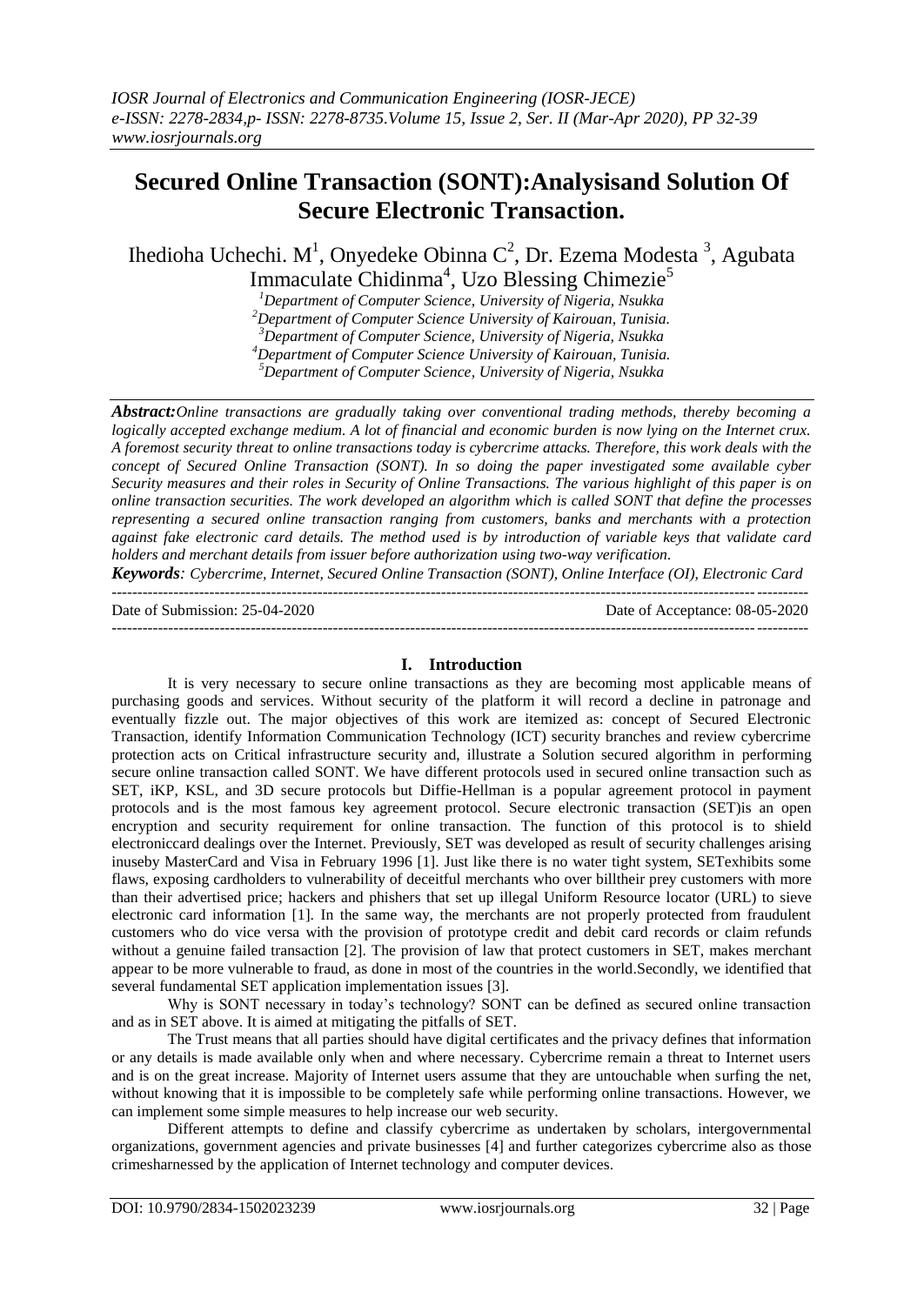# Secured Online Transaction (SONT):Analysisand Solution Of Secure Electronic Transaction.

Ihedioha Uchechi. M[1], Onyedeke Obinna C[2], Dr. Ezema Modesta [3], Agubata Immaculate Chidinma[4], Uzo Blessing Chimezie[5]

[1]Department of Computer Science, University of Nigeria, Nsukka
[2]Department of Computer Science University of Kairouan, Tunisia.
[3]Department of Computer Science, University of Nigeria, Nsukka
[4]Department of Computer Science University of Kairouan, Tunisia.
[5]Department of Computer Science, University of Nigeria, Nsukka

***Abstract:****Online transactions are gradually taking over conventional trading methods, thereby becoming a logically accepted exchange medium. A lot of financial and economic burden is now lying on the Internet crux. A foremost security threat to online transactions today is cybercrime attacks. Therefore, this work deals with the concept of Secured Online Transaction (SONT). In so doing the paper investigated some available cyber Security measures and their roles in Security of Online Transactions. The various highlight of this paper is on online transaction securities. The work developed an algorithm which is called SONT that define the processes representing a secured online transaction ranging from customers, banks and merchants with a protection against fake electronic card details. The method used is by introduction of variable keys that validate card holders and merchant details from issuer before authorization using two-way verification.*

***Keywords****: Cybercrime, Internet, Secured Online Transaction (SONT), Online Interface (OI), Electronic Card*

Date of Submission: 25-04-2020 Date of Acceptance: 08-05-2020

## I. Introduction

It is very necessary to secure online transactions as they are becoming most applicable means of purchasing goods and services. Without security of the platform it will record a decline in patronage and eventually fizzle out. The major objectives of this work are itemized as: concept of Secured Electronic Transaction, identify Information Communication Technology (ICT) security branches and review cybercrime protection acts on Critical infrastructure security and, illustrate a Solution secured algorithm in performing secure online transaction called SONT. We have different protocols used in secured online transaction such as SET, iKP, KSL, and 3D secure protocols but Diffie-Hellman is a popular agreement protocol in payment protocols and is the most famous key agreement protocol. Secure electronic transaction (SET)is an open encryption and security requirement for online transaction. The function of this protocol is to shield electroniccard dealings over the Internet. Previously, SET was developed as result of security challenges arising inuseby MasterCard and Visa in February 1996 [1]. Just like there is no water tight system, SETexhibits some flaws, exposing cardholders to vulnerability of deceitful merchants who over billtheir prey customers with more than their advertised price; hackers and phishers that set up illegal Uniform Resource locator (URL) to sieve electronic card information [1]. In the same way, the merchants are not properly protected from fraudulent customers who do vice versa with the provision of prototype credit and debit card records or claim refunds without a genuine failed transaction [2]. The provision of law that protect customers in SET, makes merchant appear to be more vulnerable to fraud, as done in most of the countries in the world.Secondly, we identified that several fundamental SET application implementation issues [3].

Why is SONT necessary in today's technology? SONT can be defined as secured online transaction and as in SET above. It is aimed at mitigating the pitfalls of SET.

The Trust means that all parties should have digital certificates and the privacy defines that information or any details is made available only when and where necessary. Cybercrime remain a threat to Internet users and is on the great increase. Majority of Internet users assume that they are untouchable when surfing the net, without knowing that it is impossible to be completely safe while performing online transactions. However, we can implement some simple measures to help increase our web security.

Different attempts to define and classify cybercrime as undertaken by scholars, intergovernmental organizations, government agencies and private businesses [4] and further categorizes cybercrime also as those crimesharnessed by the application of Internet technology and computer devices.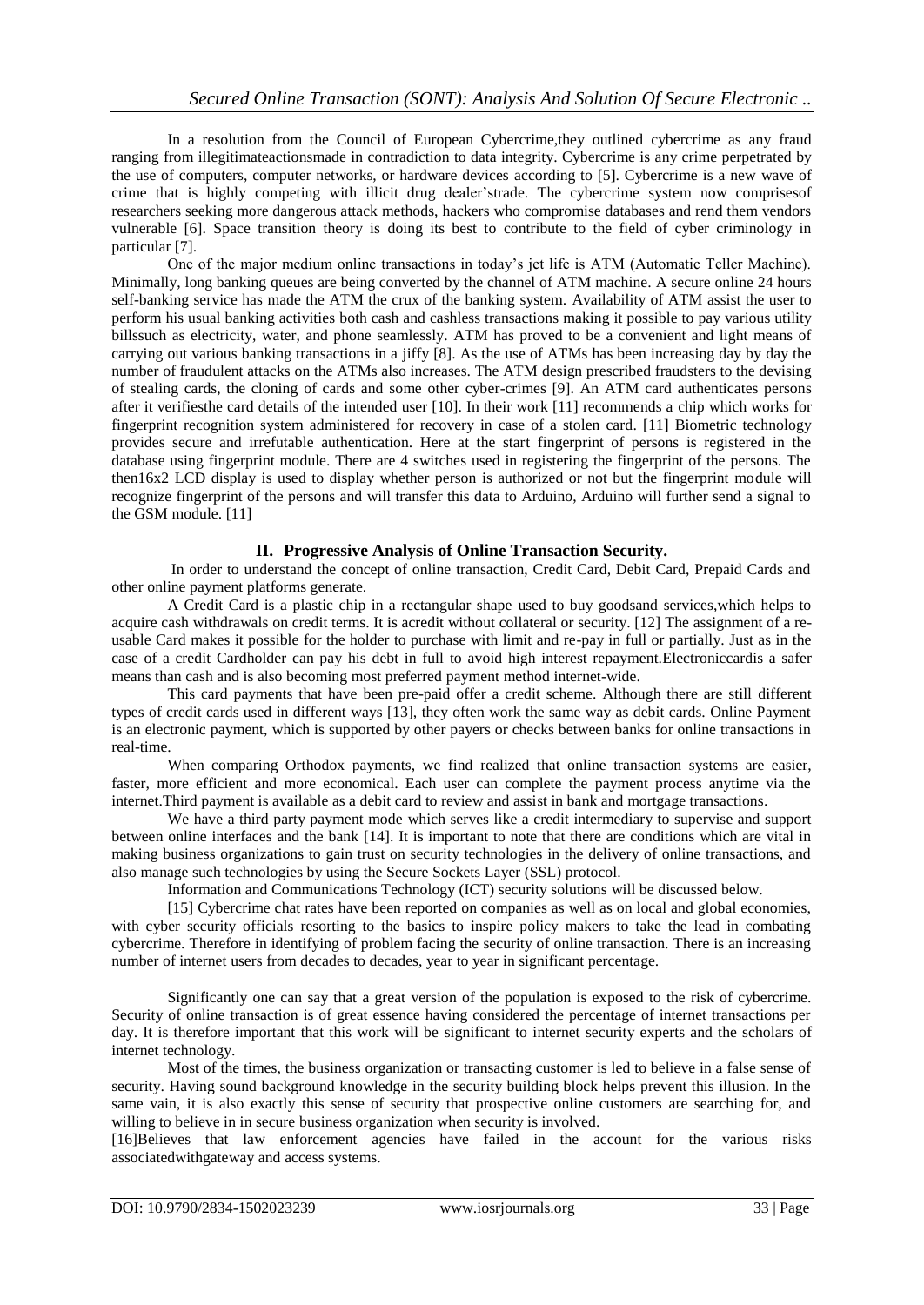In a resolution from the Council of European Cybercrime,they outlined cybercrime as any fraud ranging from illegitimateactionsmade in contradiction to data integrity. Cybercrime is any crime perpetrated by the use of computers, computer networks, or hardware devices according to [5]. Cybercrime is a new wave of crime that is highly competing with illicit drug dealer'strade. The cybercrime system now comprisesof researchers seeking more dangerous attack methods, hackers who compromise databases and rend them vendors vulnerable [6]. Space transition theory is doing its best to contribute to the field of cyber criminology in particular [7].

One of the major medium online transactions in today's jet life is ATM (Automatic Teller Machine). Minimally, long banking queues are being converted by the channel of ATM machine. A secure online 24 hours self-banking service has made the ATM the crux of the banking system. Availability of ATM assist the user to perform his usual banking activities both cash and cashless transactions making it possible to pay various utility billssuch as electricity, water, and phone seamlessly. ATM has proved to be a convenient and light means of carrying out various banking transactions in a jiffy [8]. As the use of ATMs has been increasing day by day the number of fraudulent attacks on the ATMs also increases. The ATM design prescribed fraudsters to the devising of stealing cards, the cloning of cards and some other cyber-crimes [9]. An ATM card authenticates persons after it verifiesthe card details of the intended user [10]. In their work [11] recommends a chip which works for fingerprint recognition system administered for recovery in case of a stolen card. [11] Biometric technology provides secure and irrefutable authentication. Here at the start fingerprint of persons is registered in the database using fingerprint module. There are 4 switches used in registering the fingerprint of the persons. The then16x2 LCD display is used to display whether person is authorized or not but the fingerprint module will recognize fingerprint of the persons and will transfer this data to Arduino, Arduino will further send a signal to the GSM module. [11]

## II. Progressive Analysis of Online Transaction Security.

In order to understand the concept of online transaction, Credit Card, Debit Card, Prepaid Cards and other online payment platforms generate.

A Credit Card is a plastic chip in a rectangular shape used to buy goodsand services,which helps to acquire cash withdrawals on credit terms. It is acredit without collateral or security. [12] The assignment of a re-usable Card makes it possible for the holder to purchase with limit and re-pay in full or partially. Just as in the case of a credit Cardholder can pay his debt in full to avoid high interest repayment.Electroniccardis a safer means than cash and is also becoming most preferred payment method internet-wide.

This card payments that have been pre-paid offer a credit scheme. Although there are still different types of credit cards used in different ways [13], they often work the same way as debit cards. Online Payment is an electronic payment, which is supported by other payers or checks between banks for online transactions in real-time.

When comparing Orthodox payments, we find realized that online transaction systems are easier, faster, more efficient and more economical. Each user can complete the payment process anytime via the internet.Third payment is available as a debit card to review and assist in bank and mortgage transactions.

We have a third party payment mode which serves like a credit intermediary to supervise and support between online interfaces and the bank [14]. It is important to note that there are conditions which are vital in making business organizations to gain trust on security technologies in the delivery of online transactions, and also manage such technologies by using the Secure Sockets Layer (SSL) protocol.

Information and Communications Technology (ICT) security solutions will be discussed below.

[15] Cybercrime chat rates have been reported on companies as well as on local and global economies, with cyber security officials resorting to the basics to inspire policy makers to take the lead in combating cybercrime. Therefore in identifying of problem facing the security of online transaction. There is an increasing number of internet users from decades to decades, year to year in significant percentage.

Significantly one can say that a great version of the population is exposed to the risk of cybercrime. Security of online transaction is of great essence having considered the percentage of internet transactions per day. It is therefore important that this work will be significant to internet security experts and the scholars of internet technology.

Most of the times, the business organization or transacting customer is led to believe in a false sense of security. Having sound background knowledge in the security building block helps prevent this illusion. In the same vain, it is also exactly this sense of security that prospective online customers are searching for, and willing to believe in in secure business organization when security is involved.

[16]Believes that law enforcement agencies have failed in the account for the various risks associatedwithgateway and access systems.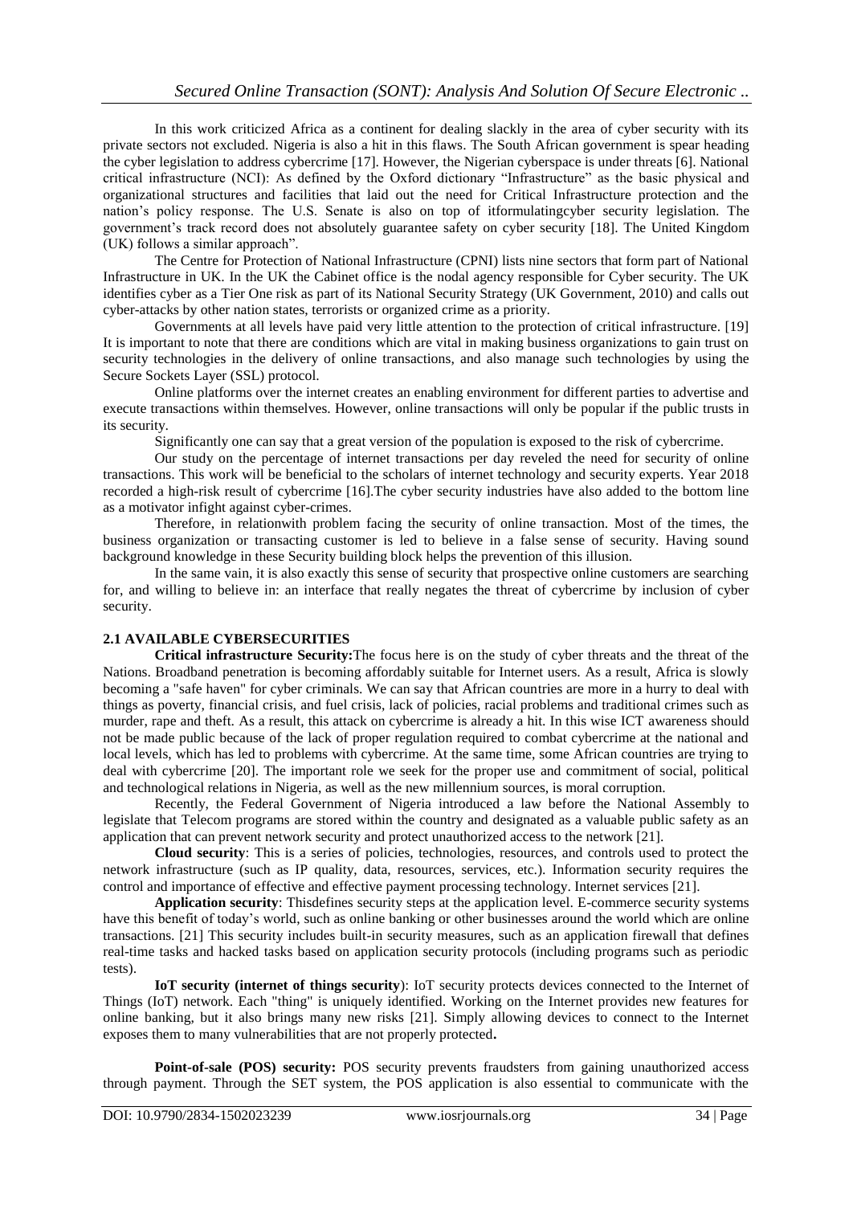In this work criticized Africa as a continent for dealing slackly in the area of cyber security with its private sectors not excluded. Nigeria is also a hit in this flaws. The South African government is spear heading the cyber legislation to address cybercrime [17]. However, the Nigerian cyberspace is under threats [6]. National critical infrastructure (NCI): As defined by the Oxford dictionary "Infrastructure" as the basic physical and organizational structures and facilities that laid out the need for Critical Infrastructure protection and the nation's policy response. The U.S. Senate is also on top of itformulatingcyber security legislation. The government's track record does not absolutely guarantee safety on cyber security [18]. The United Kingdom (UK) follows a similar approach".

The Centre for Protection of National Infrastructure (CPNI) lists nine sectors that form part of National Infrastructure in UK. In the UK the Cabinet office is the nodal agency responsible for Cyber security. The UK identifies cyber as a Tier One risk as part of its National Security Strategy (UK Government, 2010) and calls out cyber-attacks by other nation states, terrorists or organized crime as a priority.

Governments at all levels have paid very little attention to the protection of critical infrastructure. [19] It is important to note that there are conditions which are vital in making business organizations to gain trust on security technologies in the delivery of online transactions, and also manage such technologies by using the Secure Sockets Layer (SSL) protocol.

Online platforms over the internet creates an enabling environment for different parties to advertise and execute transactions within themselves. However, online transactions will only be popular if the public trusts in its security.

Significantly one can say that a great version of the population is exposed to the risk of cybercrime.

Our study on the percentage of internet transactions per day reveled the need for security of online transactions. This work will be beneficial to the scholars of internet technology and security experts. Year 2018 recorded a high-risk result of cybercrime [16].The cyber security industries have also added to the bottom line as a motivator infight against cyber-crimes.

Therefore, in relationwith problem facing the security of online transaction. Most of the times, the business organization or transacting customer is led to believe in a false sense of security. Having sound background knowledge in these Security building block helps the prevention of this illusion.

In the same vain, it is also exactly this sense of security that prospective online customers are searching for, and willing to believe in: an interface that really negates the threat of cybercrime by inclusion of cyber security.

## 2.1 AVAILABLE CYBERSECURITIES

**Critical infrastructure Security:**The focus here is on the study of cyber threats and the threat of the Nations. Broadband penetration is becoming affordably suitable for Internet users. As a result, Africa is slowly becoming a "safe haven" for cyber criminals. We can say that African countries are more in a hurry to deal with things as poverty, financial crisis, and fuel crisis, lack of policies, racial problems and traditional crimes such as murder, rape and theft. As a result, this attack on cybercrime is already a hit. In this wise ICT awareness should not be made public because of the lack of proper regulation required to combat cybercrime at the national and local levels, which has led to problems with cybercrime. At the same time, some African countries are trying to deal with cybercrime [20]. The important role we seek for the proper use and commitment of social, political and technological relations in Nigeria, as well as the new millennium sources, is moral corruption.

Recently, the Federal Government of Nigeria introduced a law before the National Assembly to legislate that Telecom programs are stored within the country and designated as a valuable public safety as an application that can prevent network security and protect unauthorized access to the network [21].

**Cloud security**: This is a series of policies, technologies, resources, and controls used to protect the network infrastructure (such as IP quality, data, resources, services, etc.). Information security requires the control and importance of effective and effective payment processing technology. Internet services [21].

**Application security**: Thisdefines security steps at the application level. E-commerce security systems have this benefit of today's world, such as online banking or other businesses around the world which are online transactions. [21] This security includes built-in security measures, such as an application firewall that defines real-time tasks and hacked tasks based on application security protocols (including programs such as periodic tests).

**IoT security (internet of things security**): IoT security protects devices connected to the Internet of Things (IoT) network. Each "thing" is uniquely identified. Working on the Internet provides new features for online banking, but it also brings many new risks [21]. Simply allowing devices to connect to the Internet exposes them to many vulnerabilities that are not properly protected**.**

**Point-of-sale (POS) security:** POS security prevents fraudsters from gaining unauthorized access through payment. Through the SET system, the POS application is also essential to communicate with the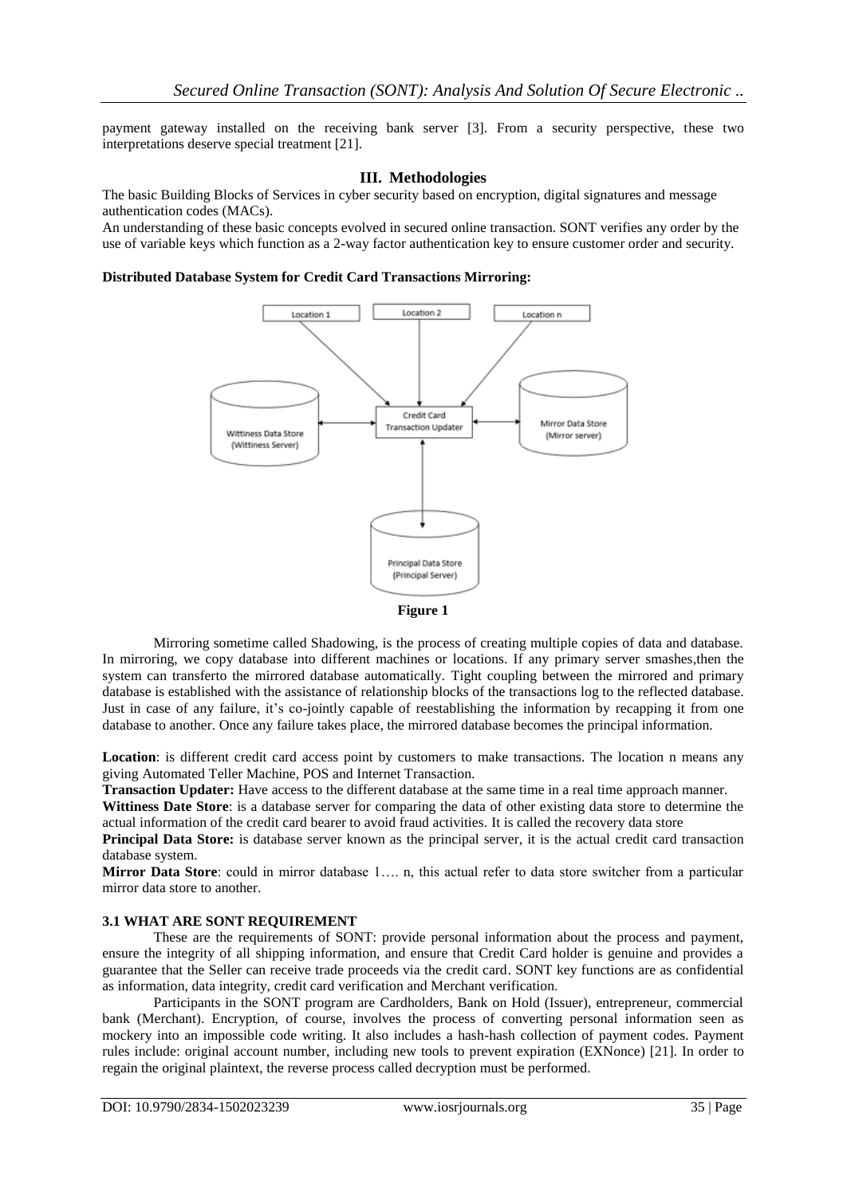payment gateway installed on the receiving bank server [3]. From a security perspective, these two interpretations deserve special treatment [21].

## III. Methodologies

The basic Building Blocks of Services in cyber security based on encryption, digital signatures and message authentication codes (MACs).

An understanding of these basic concepts evolved in secured online transaction. SONT verifies any order by the use of variable keys which function as a 2-way factor authentication key to ensure customer order and security.

**Distributed Database System for Credit Card Transactions Mirroring:**

Location 1

Location 2

Location n

Wittiness Data Store (Wittiness Server)

Credit Card Transaction Updater

Mirror Data Store (Mirror server)

Principal Data Store (Principal Server)

**Figure 1**

Mirroring sometime called Shadowing, is the process of creating multiple copies of data and database. In mirroring, we copy database into different machines or locations. If any primary server smashes,then the system can transferto the mirrored database automatically. Tight coupling between the mirrored and primary database is established with the assistance of relationship blocks of the transactions log to the reflected database. Just in case of any failure, it's co-jointly capable of reestablishing the information by recapping it from one database to another. Once any failure takes place, the mirrored database becomes the principal information.

**Location**: is different credit card access point by customers to make transactions. The location n means any giving Automated Teller Machine, POS and Internet Transaction.

**Transaction Updater:** Have access to the different database at the same time in a real time approach manner.

**Wittiness Date Store**: is a database server for comparing the data of other existing data store to determine the actual information of the credit card bearer to avoid fraud activities. It is called the recovery data store

**Principal Data Store:** is database server known as the principal server, it is the actual credit card transaction database system.

**Mirror Data Store**: could in mirror database 1…. n, this actual refer to data store switcher from a particular mirror data store to another.

### 3.1 WHAT ARE SONT REQUIREMENT

These are the requirements of SONT: provide personal information about the process and payment, ensure the integrity of all shipping information, and ensure that Credit Card holder is genuine and provides a guarantee that the Seller can receive trade proceeds via the credit card. SONT key functions are as confidential as information, data integrity, credit card verification and Merchant verification.

Participants in the SONT program are Cardholders, Bank on Hold (Issuer), entrepreneur, commercial bank (Merchant). Encryption, of course, involves the process of converting personal information seen as mockery into an impossible code writing. It also includes a hash-hash collection of payment codes. Payment rules include: original account number, including new tools to prevent expiration (EXNonce) [21]. In order to regain the original plaintext, the reverse process called decryption must be performed.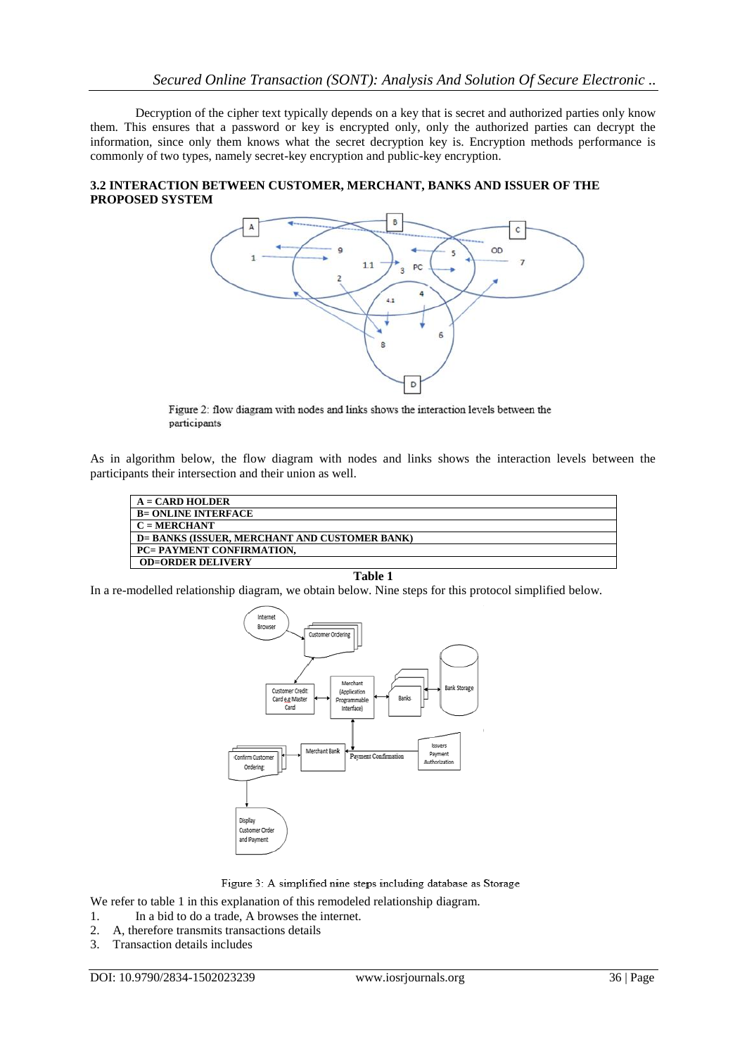Decryption of the cipher text typically depends on a key that is secret and authorized parties only know them. This ensures that a password or key is encrypted only, only the authorized parties can decrypt the information, since only them knows what the secret decryption key is. Encryption methods performance is commonly of two types, namely secret-key encryption and public-key encryption.

### 3.2 INTERACTION BETWEEN CUSTOMER, MERCHANT, BANKS AND ISSUER OF THE PROPOSED SYSTEM

Figure 2: flow diagram with nodes and links shows the interaction levels between the participants

As in algorithm below, the flow diagram with nodes and links shows the interaction levels between the participants their intersection and their union as well.

| |
|---|
| **A = CARD HOLDER** |
| **B= ONLINE INTERFACE** |
| **C = MERCHANT** |
| **D= BANKS (ISSUER, MERCHANT AND CUSTOMER BANK)** |
| **PC= PAYMENT CONFIRMATION,** |
| **OD=ORDER DELIVERY** |

**Table 1**

In a re-modelled relationship diagram, we obtain below. Nine steps for this protocol simplified below.

Figure 3: A simplified nine steps including database as Storage

We refer to table 1 in this explanation of this remodeled relationship diagram.

1. In a bid to do a trade, A browses the internet.
2. A, therefore transmits transactions details
3. Transaction details includes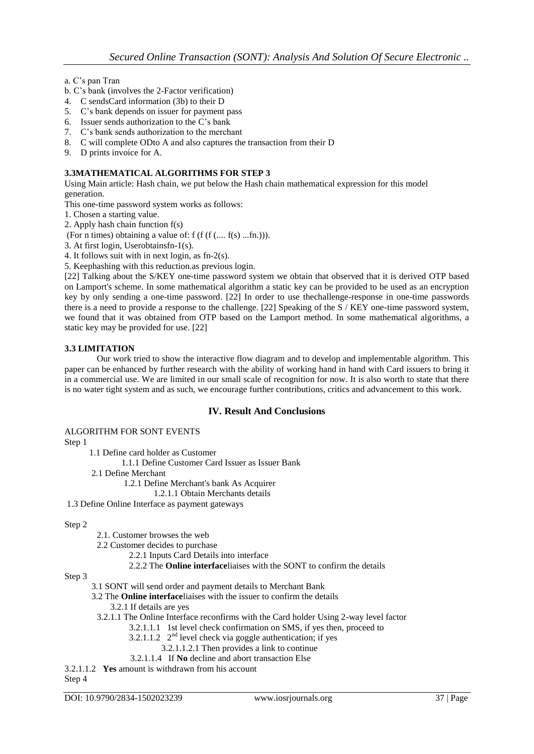a. C's pan Tran

b. C's bank (involves the 2-Factor verification)

4. C sendsCard information (3b) to their D
5. C's bank depends on issuer for payment pass
6. Issuer sends authorization to the C's bank
7. C's bank sends authorization to the merchant
8. C will complete ODto A and also captures the transaction from their D
9. D prints invoice for A.

### 3.3MATHEMATICAL ALGORITHMS FOR STEP 3

Using Main article: Hash chain, we put below the Hash chain mathematical expression for this model generation.

This one-time password system works as follows:

1. Chosen a starting value.
2. Apply hash chain function f(s)

(For n times) obtaining a value of: f (f (f (.... f(s) ...fn.))).

3. At first login, Userobtainsfn-1(s).
4. It follows suit with in next login, as fn-2(s).
5. Keephashing with this reduction.as previous login.

[22] Talking about the S/KEY one-time password system we obtain that observed that it is derived OTP based on Lamport's scheme. In some mathematical algorithm a static key can be provided to be used as an encryption key by only sending a one-time password. [22] In order to use thechallenge-response in one-time passwords there is a need to provide a response to the challenge. [22] Speaking of the S / KEY one-time password system, we found that it was obtained from OTP based on the Lamport method. In some mathematical algorithms, a static key may be provided for use. [22]

### 3.3 LIMITATION

Our work tried to show the interactive flow diagram and to develop and implementable algorithm. This paper can be enhanced by further research with the ability of working hand in hand with Card issuers to bring it in a commercial use. We are limited in our small scale of recognition for now. It is also worth to state that there is no water tight system and as such, we encourage further contributions, critics and advancement to this work.

## IV. Result And Conclusions

ALGORITHM FOR SONT EVENTS

Step 1

- 1.1 Define card holder as Customer
  - 1.1.1 Define Customer Card Issuer as Issuer Bank
- 2.1 Define Merchant
  - 1.2.1 Define Merchant's bank As Acquirer
    - 1.2.1.1 Obtain Merchants details
- 1.3 Define Online Interface as payment gateways

Step 2

- 2.1. Customer browses the web
- 2.2 Customer decides to purchase
  - 2.2.1 Inputs Card Details into interface
  - 2.2.2 The **Online interface**liaises with the SONT to confirm the details

Step 3

- 3.1 SONT will send order and payment details to Merchant Bank
- 3.2 The **Online interface**liaises with the issuer to confirm the details
  - 3.2.1 If details are yes
- 3.2.1.1 The Online Interface reconfirms with the Card holder Using 2-way level factor
  - 3.2.1.1.1 1st level check confirmation on SMS, if yes then, proceed to
  - 3.2.1.1.2 2nd level check via goggle authentication; if yes
    - 3.2.1.1.2.1 Then provides a link to continue
  - 3.2.1.1.4 If **No** decline and abort transaction Else

3.2.1.1.2 **Yes** amount is withdrawn from his account

Step 4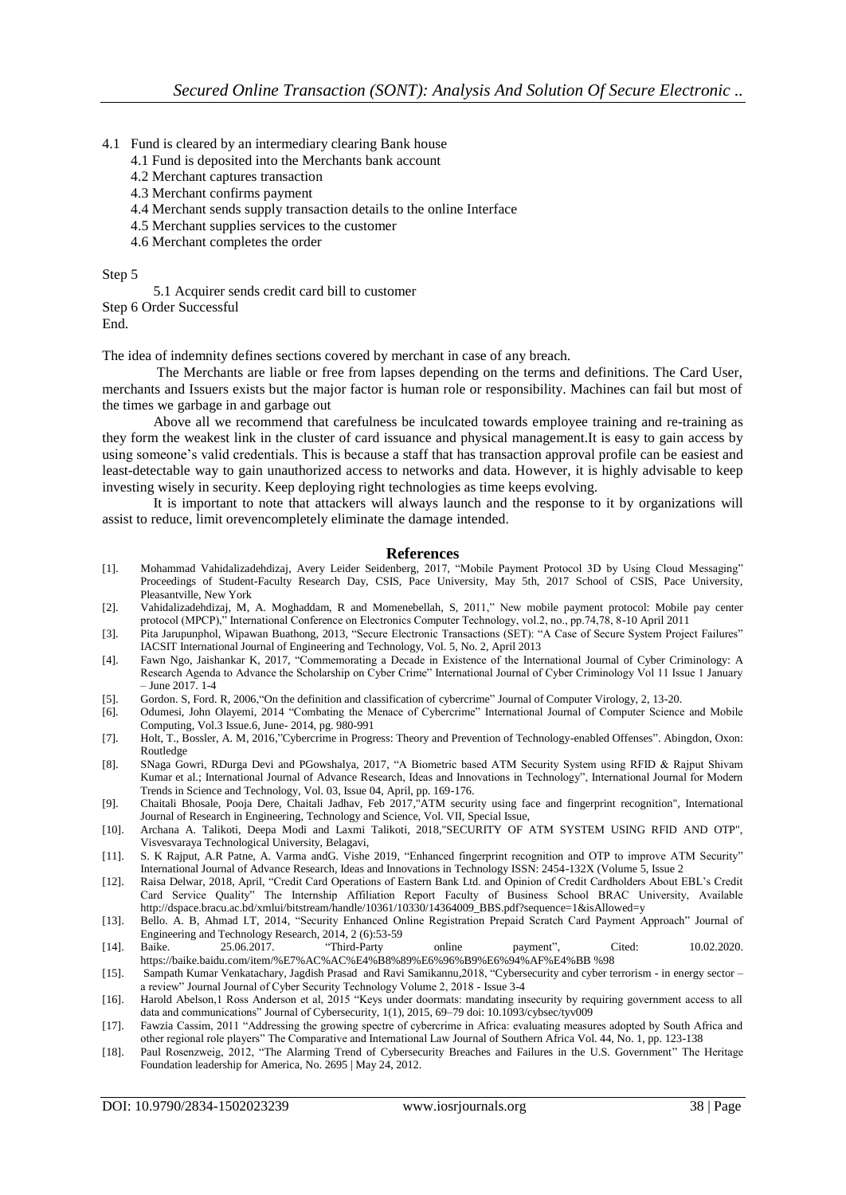4.1 Fund is cleared by an intermediary clearing Bank house

- 4.1 Fund is deposited into the Merchants bank account
- 4.2 Merchant captures transaction
- 4.3 Merchant confirms payment
- 4.4 Merchant sends supply transaction details to the online Interface
- 4.5 Merchant supplies services to the customer
- 4.6 Merchant completes the order

Step 5

5.1 Acquirer sends credit card bill to customer

Step 6 Order Successful

End.

The idea of indemnity defines sections covered by merchant in case of any breach.

The Merchants are liable or free from lapses depending on the terms and definitions. The Card User, merchants and Issuers exists but the major factor is human role or responsibility. Machines can fail but most of the times we garbage in and garbage out

Above all we recommend that carefulness be inculcated towards employee training and re-training as they form the weakest link in the cluster of card issuance and physical management.It is easy to gain access by using someone's valid credentials. This is because a staff that has transaction approval profile can be easiest and least-detectable way to gain unauthorized access to networks and data. However, it is highly advisable to keep investing wisely in security. Keep deploying right technologies as time keeps evolving.

It is important to note that attackers will always launch and the response to it by organizations will assist to reduce, limit orevencompletely eliminate the damage intended.

## References

[1]. Mohammad Vahidalizadehdizaj, Avery Leider Seidenberg, 2017, "Mobile Payment Protocol 3D by Using Cloud Messaging" Proceedings of Student-Faculty Research Day, CSIS, Pace University, May 5th, 2017 School of CSIS, Pace University, Pleasantville, New York

[2]. Vahidalizadehdizaj, M, A. Moghaddam, R and Momenebellah, S, 2011," New mobile payment protocol: Mobile pay center protocol (MPCP)," International Conference on Electronics Computer Technology, vol.2, no., pp.74,78, 8-10 April 2011

[3]. Pita Jarupunphol, Wipawan Buathong, 2013, "Secure Electronic Transactions (SET): "A Case of Secure System Project Failures" IACSIT International Journal of Engineering and Technology, Vol. 5, No. 2, April 2013

[4]. Fawn Ngo, Jaishankar K, 2017, "Commemorating a Decade in Existence of the International Journal of Cyber Criminology: A Research Agenda to Advance the Scholarship on Cyber Crime" International Journal of Cyber Criminology Vol 11 Issue 1 January – June 2017. 1-4

[5]. Gordon. S, Ford. R, 2006,"On the definition and classification of cybercrime" Journal of Computer Virology, 2, 13-20.

[6]. Odumesi, John Olayemi, 2014 "Combating the Menace of Cybercrime" International Journal of Computer Science and Mobile Computing, Vol.3 Issue.6, June- 2014, pg. 980-991

[7]. Holt, T., Bossler, A. M, 2016,"Cybercrime in Progress: Theory and Prevention of Technology-enabled Offenses". Abingdon, Oxon: Routledge

[8]. SNaga Gowri, RDurga Devi and PGowshalya, 2017, "A Biometric based ATM Security System using RFID & Rajput Shivam Kumar et al.; International Journal of Advance Research, Ideas and Innovations in Technology", International Journal for Modern Trends in Science and Technology, Vol. 03, Issue 04, April, pp. 169-176.

[9]. Chaitali Bhosale, Pooja Dere, Chaitali Jadhav, Feb 2017,"ATM security using face and fingerprint recognition", International Journal of Research in Engineering, Technology and Science, Vol. VII, Special Issue,

[10]. Archana A. Talikoti, Deepa Modi and Laxmi Talikoti, 2018,"SECURITY OF ATM SYSTEM USING RFID AND OTP", Visvesvaraya Technological University, Belagavi,

[11]. S. K Rajput, A.R Patne, A. Varma andG. Vishe 2019, "Enhanced fingerprint recognition and OTP to improve ATM Security" International Journal of Advance Research, Ideas and Innovations in Technology ISSN: 2454-132X (Volume 5, Issue 2

[12]. Raisa Delwar, 2018, April, "Credit Card Operations of Eastern Bank Ltd. and Opinion of Credit Cardholders About EBL's Credit Card Service Quality" The Internship Affiliation Report Faculty of Business School BRAC University, Available http://dspace.bracu.ac.bd/xmlui/bitstream/handle/10361/10330/14364009_BBS.pdf?sequence=1&isAllowed=y

[13]. Bello. A. B, Ahmad I.T, 2014, "Security Enhanced Online Registration Prepaid Scratch Card Payment Approach" Journal of Engineering and Technology Research, 2014, 2 (6):53-59

[14]. Baike. 25.06.2017. "Third-Party online payment", Cited: 10.02.2020. https://baike.baidu.com/item/%E7%AC%AC%E4%B8%89%E6%96%B9%E6%94%AF%E4%BB %98

[15]. Sampath Kumar Venkatachary, Jagdish Prasad and Ravi Samikannu,2018, "Cybersecurity and cyber terrorism - in energy sector – a review" Journal Journal of Cyber Security Technology Volume 2, 2018 - Issue 3-4

[16]. Harold Abelson,1 Ross Anderson et al, 2015 "Keys under doormats: mandating insecurity by requiring government access to all data and communications" Journal of Cybersecurity, 1(1), 2015, 69–79 doi: 10.1093/cybsec/tyv009

[17]. Fawzia Cassim, 2011 "Addressing the growing spectre of cybercrime in Africa: evaluating measures adopted by South Africa and other regional role players" The Comparative and International Law Journal of Southern Africa Vol. 44, No. 1, pp. 123-138

[18]. Paul Rosenzweig, 2012, "The Alarming Trend of Cybersecurity Breaches and Failures in the U.S. Government" The Heritage Foundation leadership for America, No. 2695 | May 24, 2012.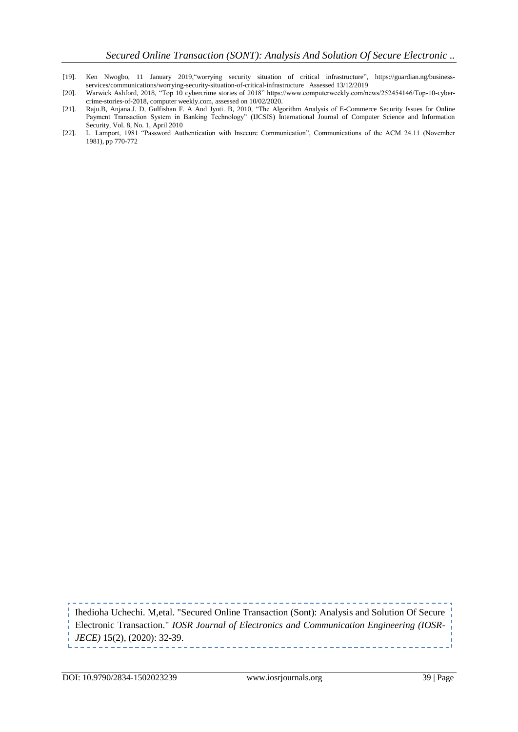[19]. Ken Nwogbo, 11 January 2019,"worrying security situation of critical infrastructure", https://guardian.ng/business-services/communications/worrying-security-situation-of-critical-infrastructure Assessed 13/12/2019

[20]. Warwick Ashford, 2018, "Top 10 cybercrime stories of 2018" https://www.computerweekly.com/news/252454146/Top-10-cyber-crime-stories-of-2018, computer weekly.com, assessed on 10/02/2020.

[21]. Raju.B, Anjana.J. D, Gulfishan F. A And Jyoti. B, 2010, "The Algorithm Analysis of E-Commerce Security Issues for Online Payment Transaction System in Banking Technology" (IJCSIS) International Journal of Computer Science and Information Security, Vol. 8, No. 1, April 2010

[22]. L. Lamport, 1981 "Password Authentication with Insecure Communication", Communications of the ACM 24.11 (November 1981), pp 770-772

Ihedioha Uchechi. M,etal. "Secured Online Transaction (Sont): Analysis and Solution Of Secure Electronic Transaction." *IOSR Journal of Electronics and Communication Engineering (IOSR-JECE)* 15(2), (2020): 32-39.